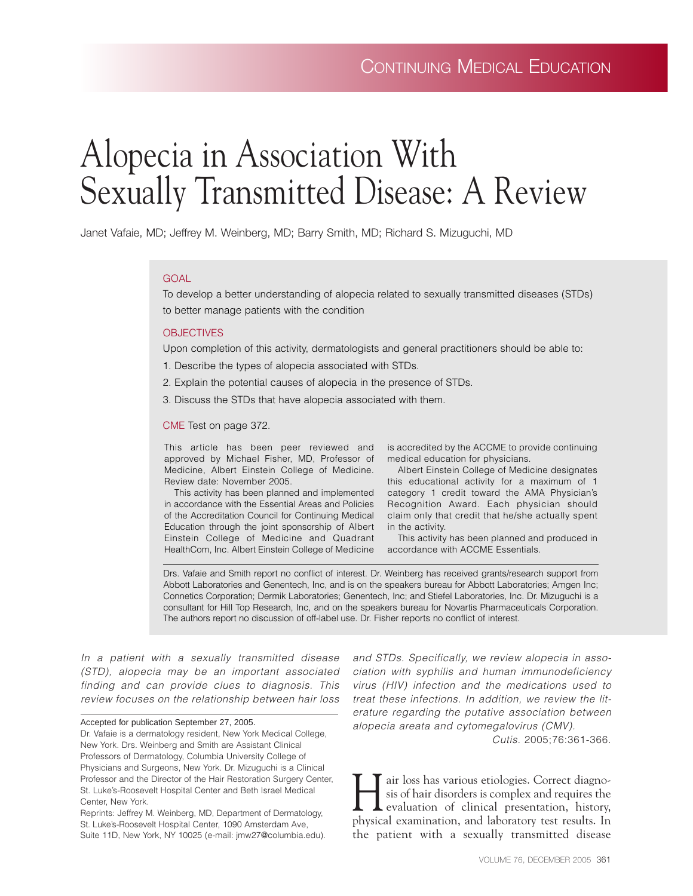CONTINUING MEDICAL EDUCATION

# Alopecia in Association With Sexually Transmitted Disease: A Review

Janet Vafaie, MD; Jeffrey M. Weinberg, MD; Barry Smith, MD; Richard S. Mizuguchi, MD

## GOAL

To develop a better understanding of alopecia related to sexually transmitted diseases (STDs) to better manage patients with the condition

## OBJECTIVES

Upon completion of this activity, dermatologists and general practitioners should be able to:

1. Describe the types of alopecia associated with STDs.
2. Explain the potential causes of alopecia in the presence of STDs.
3. Discuss the STDs that have alopecia associated with them.

CME Test on page 372.

This article has been peer reviewed and approved by Michael Fisher, MD, Professor of Medicine, Albert Einstein College of Medicine. Review date: November 2005.

This activity has been planned and implemented in accordance with the Essential Areas and Policies of the Accreditation Council for Continuing Medical Education through the joint sponsorship of Albert Einstein College of Medicine and Quadrant HealthCom, Inc. Albert Einstein College of Medicine is accredited by the ACCME to provide continuing medical education for physicians.

Albert Einstein College of Medicine designates this educational activity for a maximum of 1 category 1 credit toward the AMA Physician's Recognition Award. Each physician should claim only that credit that he/she actually spent in the activity.

This activity has been planned and produced in accordance with ACCME Essentials.

Drs. Vafaie and Smith report no conflict of interest. Dr. Weinberg has received grants/research support from Abbott Laboratories and Genentech, Inc, and is on the speakers bureau for Abbott Laboratories; Amgen Inc; Connetics Corporation; Dermik Laboratories; Genentech, Inc; and Stiefel Laboratories, Inc. Dr. Mizuguchi is a consultant for Hill Top Research, Inc, and on the speakers bureau for Novartis Pharmaceuticals Corporation. The authors report no discussion of off-label use. Dr. Fisher reports no conflict of interest.

*In a patient with a sexually transmitted disease (STD), alopecia may be an important associated finding and can provide clues to diagnosis. This review focuses on the relationship between hair loss and STDs. Specifically, we review alopecia in association with syphilis and human immunodeficiency virus (HIV) infection and the medications used to treat these infections. In addition, we review the literature regarding the putative association between alopecia areata and cytomegalovirus (CMV).*

*Cutis.* 2005;76:361-366.

Accepted for publication September 27, 2005.

Dr. Vafaie is a dermatology resident, New York Medical College, New York. Drs. Weinberg and Smith are Assistant Clinical Professors of Dermatology, Columbia University College of Physicians and Surgeons, New York. Dr. Mizuguchi is a Clinical Professor and the Director of the Hair Restoration Surgery Center, St. Luke's-Roosevelt Hospital Center and Beth Israel Medical Center, New York.

Reprints: Jeffrey M. Weinberg, MD, Department of Dermatology, St. Luke's-Roosevelt Hospital Center, 1090 Amsterdam Ave, Suite 11D, New York, NY 10025 (e-mail: jmw27@columbia.edu).

Hair loss has various etiologies. Correct diagnosis of hair disorders is complex and requires the evaluation of clinical presentation, history, physical examination, and laboratory test results. In the patient with a sexually transmitted disease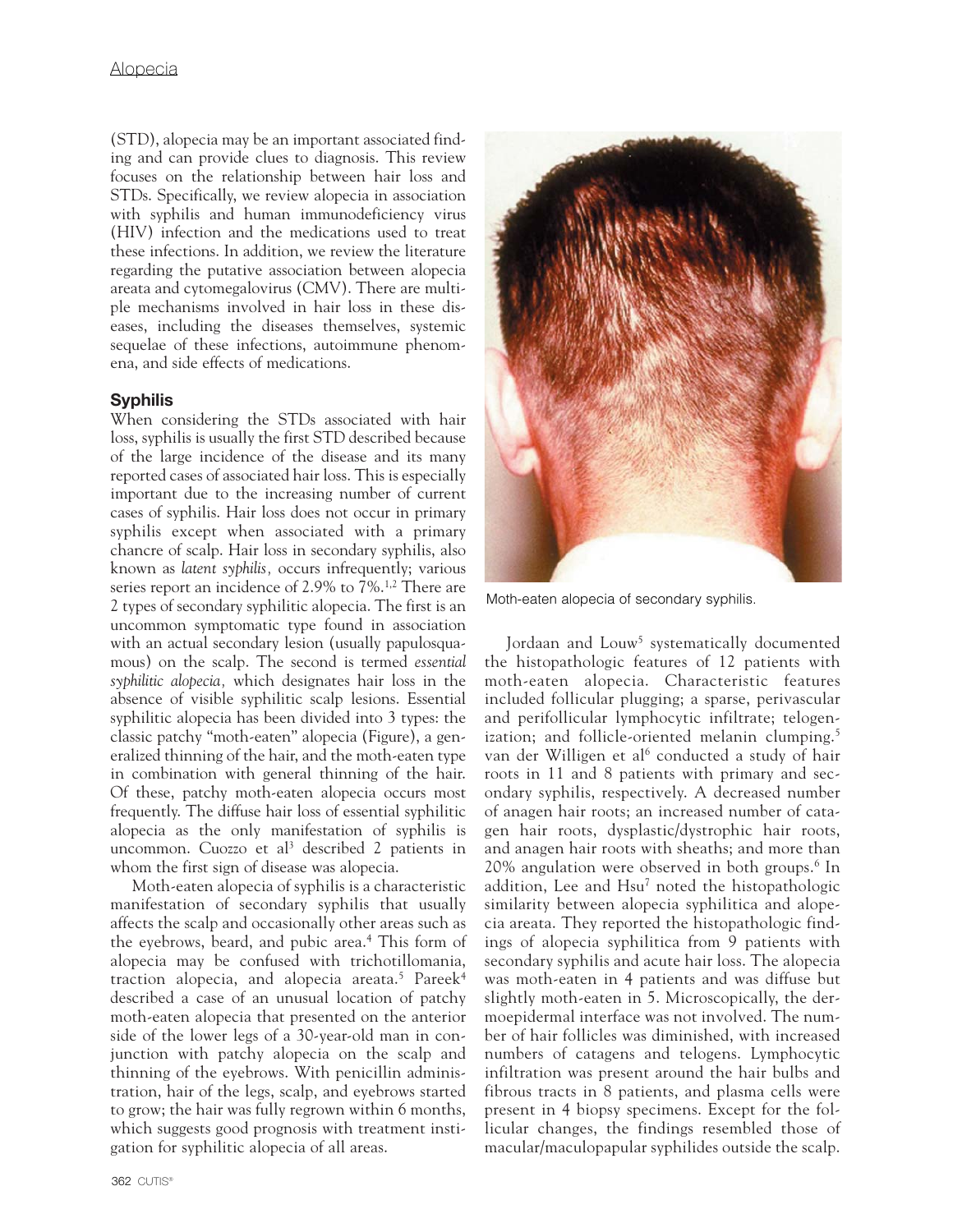(STD), alopecia may be an important associated finding and can provide clues to diagnosis. This review focuses on the relationship between hair loss and STDs. Specifically, we review alopecia in association with syphilis and human immunodeficiency virus (HIV) infection and the medications used to treat these infections. In addition, we review the literature regarding the putative association between alopecia areata and cytomegalovirus (CMV). There are multiple mechanisms involved in hair loss in these diseases, including the diseases themselves, systemic sequelae of these infections, autoimmune phenomena, and side effects of medications.

## Syphilis

When considering the STDs associated with hair loss, syphilis is usually the first STD described because of the large incidence of the disease and its many reported cases of associated hair loss. This is especially important due to the increasing number of current cases of syphilis. Hair loss does not occur in primary syphilis except when associated with a primary chancre of scalp. Hair loss in secondary syphilis, also known as *latent syphilis,* occurs infrequently; various series report an incidence of 2.9% to 7%.[1,2] There are 2 types of secondary syphilitic alopecia. The first is an uncommon symptomatic type found in association with an actual secondary lesion (usually papulosquamous) on the scalp. The second is termed *essential syphilitic alopecia,* which designates hair loss in the absence of visible syphilitic scalp lesions. Essential syphilitic alopecia has been divided into 3 types: the classic patchy "moth-eaten" alopecia (Figure), a generalized thinning of the hair, and the moth-eaten type in combination with general thinning of the hair. Of these, patchy moth-eaten alopecia occurs most frequently. The diffuse hair loss of essential syphilitic alopecia as the only manifestation of syphilis is uncommon. Cuozzo et al[3] described 2 patients in whom the first sign of disease was alopecia.

Moth-eaten alopecia of syphilis is a characteristic manifestation of secondary syphilis that usually affects the scalp and occasionally other areas such as the eyebrows, beard, and pubic area.[4] This form of alopecia may be confused with trichotillomania, traction alopecia, and alopecia areata.[5] Pareek[4] described a case of an unusual location of patchy moth-eaten alopecia that presented on the anterior side of the lower legs of a 30-year-old man in conjunction with patchy alopecia on the scalp and thinning of the eyebrows. With penicillin administration, hair of the legs, scalp, and eyebrows started to grow; the hair was fully regrown within 6 months, which suggests good prognosis with treatment instigation for syphilitic alopecia of all areas.

Moth-eaten alopecia of secondary syphilis.

Jordaan and Louw[5] systematically documented the histopathologic features of 12 patients with moth-eaten alopecia. Characteristic features included follicular plugging; a sparse, perivascular and perifollicular lymphocytic infiltrate; telogenization; and follicle-oriented melanin clumping.[5] van der Willigen et al[6] conducted a study of hair roots in 11 and 8 patients with primary and secondary syphilis, respectively. A decreased number of anagen hair roots; an increased number of catagen hair roots, dysplastic/dystrophic hair roots, and anagen hair roots with sheaths; and more than 20% angulation were observed in both groups.[6] In addition, Lee and Hsu[7] noted the histopathologic similarity between alopecia syphilitica and alopecia areata. They reported the histopathologic findings of alopecia syphilitica from 9 patients with secondary syphilis and acute hair loss. The alopecia was moth-eaten in 4 patients and was diffuse but slightly moth-eaten in 5. Microscopically, the dermoepidermal interface was not involved. The number of hair follicles was diminished, with increased numbers of catagens and telogens. Lymphocytic infiltration was present around the hair bulbs and fibrous tracts in 8 patients, and plasma cells were present in 4 biopsy specimens. Except for the follicular changes, the findings resembled those of macular/maculopapular syphilides outside the scalp.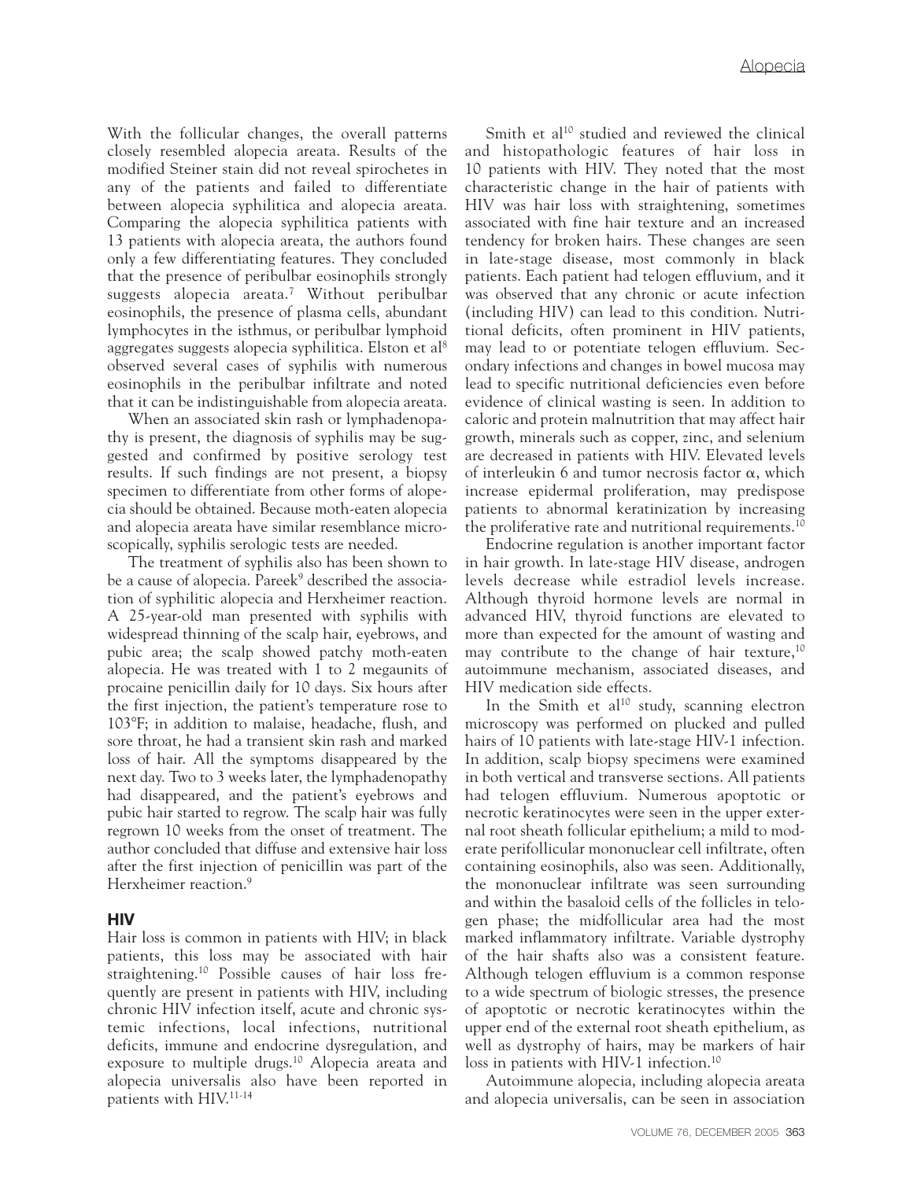With the follicular changes, the overall patterns closely resembled alopecia areata. Results of the modified Steiner stain did not reveal spirochetes in any of the patients and failed to differentiate between alopecia syphilitica and alopecia areata. Comparing the alopecia syphilitica patients with 13 patients with alopecia areata, the authors found only a few differentiating features. They concluded that the presence of peribulbar eosinophils strongly suggests alopecia areata.[7] Without peribulbar eosinophils, the presence of plasma cells, abundant lymphocytes in the isthmus, or peribulbar lymphoid aggregates suggests alopecia syphilitica. Elston et al[8] observed several cases of syphilis with numerous eosinophils in the peribulbar infiltrate and noted that it can be indistinguishable from alopecia areata.

When an associated skin rash or lymphadenopathy is present, the diagnosis of syphilis may be suggested and confirmed by positive serology test results. If such findings are not present, a biopsy specimen to differentiate from other forms of alopecia should be obtained. Because moth-eaten alopecia and alopecia areata have similar resemblance microscopically, syphilis serologic tests are needed.

The treatment of syphilis also has been shown to be a cause of alopecia. Pareek[9] described the association of syphilitic alopecia and Herxheimer reaction. A 25-year-old man presented with syphilis with widespread thinning of the scalp hair, eyebrows, and pubic area; the scalp showed patchy moth-eaten alopecia. He was treated with 1 to 2 megaunits of procaine penicillin daily for 10 days. Six hours after the first injection, the patient's temperature rose to 103°F; in addition to malaise, headache, flush, and sore throat, he had a transient skin rash and marked loss of hair. All the symptoms disappeared by the next day. Two to 3 weeks later, the lymphadenopathy had disappeared, and the patient's eyebrows and pubic hair started to regrow. The scalp hair was fully regrown 10 weeks from the onset of treatment. The author concluded that diffuse and extensive hair loss after the first injection of penicillin was part of the Herxheimer reaction.[9]

## HIV

Hair loss is common in patients with HIV; in black patients, this loss may be associated with hair straightening.[10] Possible causes of hair loss frequently are present in patients with HIV, including chronic HIV infection itself, acute and chronic systemic infections, local infections, nutritional deficits, immune and endocrine dysregulation, and exposure to multiple drugs.[10] Alopecia areata and alopecia universalis also have been reported in patients with HIV.[11-14]

Smith et al[10] studied and reviewed the clinical and histopathologic features of hair loss in 10 patients with HIV. They noted that the most characteristic change in the hair of patients with HIV was hair loss with straightening, sometimes associated with fine hair texture and an increased tendency for broken hairs. These changes are seen in late-stage disease, most commonly in black patients. Each patient had telogen effluvium, and it was observed that any chronic or acute infection (including HIV) can lead to this condition. Nutritional deficits, often prominent in HIV patients, may lead to or potentiate telogen effluvium. Secondary infections and changes in bowel mucosa may lead to specific nutritional deficiencies even before evidence of clinical wasting is seen. In addition to caloric and protein malnutrition that may affect hair growth, minerals such as copper, zinc, and selenium are decreased in patients with HIV. Elevated levels of interleukin 6 and tumor necrosis factor α, which increase epidermal proliferation, may predispose patients to abnormal keratinization by increasing the proliferative rate and nutritional requirements.[10]

Endocrine regulation is another important factor in hair growth. In late-stage HIV disease, androgen levels decrease while estradiol levels increase. Although thyroid hormone levels are normal in advanced HIV, thyroid functions are elevated to more than expected for the amount of wasting and may contribute to the change of hair texture,[10] autoimmune mechanism, associated diseases, and HIV medication side effects.

In the Smith et al[10] study, scanning electron microscopy was performed on plucked and pulled hairs of 10 patients with late-stage HIV-1 infection. In addition, scalp biopsy specimens were examined in both vertical and transverse sections. All patients had telogen effluvium. Numerous apoptotic or necrotic keratinocytes were seen in the upper external root sheath follicular epithelium; a mild to moderate perifollicular mononuclear cell infiltrate, often containing eosinophils, also was seen. Additionally, the mononuclear infiltrate was seen surrounding and within the basaloid cells of the follicles in telogen phase; the midfollicular area had the most marked inflammatory infiltrate. Variable dystrophy of the hair shafts also was a consistent feature. Although telogen effluvium is a common response to a wide spectrum of biologic stresses, the presence of apoptotic or necrotic keratinocytes within the upper end of the external root sheath epithelium, as well as dystrophy of hairs, may be markers of hair loss in patients with HIV-1 infection.[10]

Autoimmune alopecia, including alopecia areata and alopecia universalis, can be seen in association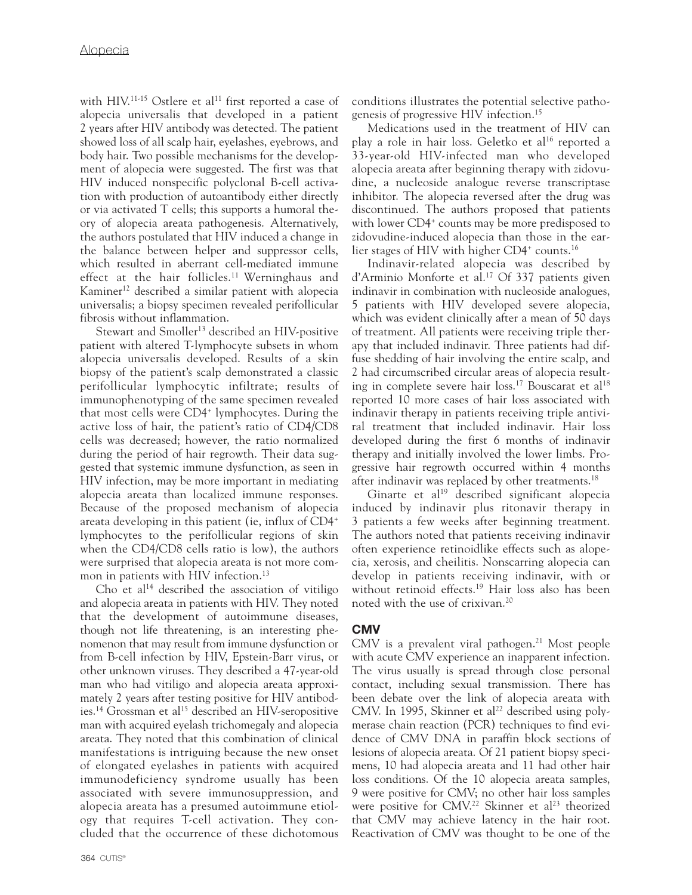with HIV.[11-15] Ostlere et al[11] first reported a case of alopecia universalis that developed in a patient 2 years after HIV antibody was detected. The patient showed loss of all scalp hair, eyelashes, eyebrows, and body hair. Two possible mechanisms for the development of alopecia were suggested. The first was that HIV induced nonspecific polyclonal B-cell activation with production of autoantibody either directly or via activated T cells; this supports a humoral theory of alopecia areata pathogenesis. Alternatively, the authors postulated that HIV induced a change in the balance between helper and suppressor cells, which resulted in aberrant cell-mediated immune effect at the hair follicles.[11] Werninghaus and Kaminer[12] described a similar patient with alopecia universalis; a biopsy specimen revealed perifollicular fibrosis without inflammation.

Stewart and Smoller[13] described an HIV-positive patient with altered T-lymphocyte subsets in whom alopecia universalis developed. Results of a skin biopsy of the patient's scalp demonstrated a classic perifollicular lymphocytic infiltrate; results of immunophenotyping of the same specimen revealed that most cells were CD4+ lymphocytes. During the active loss of hair, the patient's ratio of CD4/CD8 cells was decreased; however, the ratio normalized during the period of hair regrowth. Their data suggested that systemic immune dysfunction, as seen in HIV infection, may be more important in mediating alopecia areata than localized immune responses. Because of the proposed mechanism of alopecia areata developing in this patient (ie, influx of CD4+ lymphocytes to the perifollicular regions of skin when the CD4/CD8 cells ratio is low), the authors were surprised that alopecia areata is not more common in patients with HIV infection.[13]

Cho et al[14] described the association of vitiligo and alopecia areata in patients with HIV. They noted that the development of autoimmune diseases, though not life threatening, is an interesting phenomenon that may result from immune dysfunction or from B-cell infection by HIV, Epstein-Barr virus, or other unknown viruses. They described a 47-year-old man who had vitiligo and alopecia areata approximately 2 years after testing positive for HIV antibodies.[14] Grossman et al[15] described an HIV-seropositive man with acquired eyelash trichomegaly and alopecia areata. They noted that this combination of clinical manifestations is intriguing because the new onset of elongated eyelashes in patients with acquired immunodeficiency syndrome usually has been associated with severe immunosuppression, and alopecia areata has a presumed autoimmune etiology that requires T-cell activation. They concluded that the occurrence of these dichotomous conditions illustrates the potential selective pathogenesis of progressive HIV infection.[15]

Medications used in the treatment of HIV can play a role in hair loss. Geletko et al[16] reported a 33-year-old HIV-infected man who developed alopecia areata after beginning therapy with zidovudine, a nucleoside analogue reverse transcriptase inhibitor. The alopecia reversed after the drug was discontinued. The authors proposed that patients with lower CD4+ counts may be more predisposed to zidovudine-induced alopecia than those in the earlier stages of HIV with higher CD4+ counts.[16]

Indinavir-related alopecia was described by d'Arminio Monforte et al.[17] Of 337 patients given indinavir in combination with nucleoside analogues, 5 patients with HIV developed severe alopecia, which was evident clinically after a mean of 50 days of treatment. All patients were receiving triple therapy that included indinavir. Three patients had diffuse shedding of hair involving the entire scalp, and 2 had circumscribed circular areas of alopecia resulting in complete severe hair loss.[17] Bouscarat et al[18] reported 10 more cases of hair loss associated with indinavir therapy in patients receiving triple antiviral treatment that included indinavir. Hair loss developed during the first 6 months of indinavir therapy and initially involved the lower limbs. Progressive hair regrowth occurred within 4 months after indinavir was replaced by other treatments.[18]

Ginarte et al[19] described significant alopecia induced by indinavir plus ritonavir therapy in 3 patients a few weeks after beginning treatment. The authors noted that patients receiving indinavir often experience retinoidlike effects such as alopecia, xerosis, and cheilitis. Nonscarring alopecia can develop in patients receiving indinavir, with or without retinoid effects.[19] Hair loss also has been noted with the use of crixivan.[20]

## CMV

CMV is a prevalent viral pathogen.[21] Most people with acute CMV experience an inapparent infection. The virus usually is spread through close personal contact, including sexual transmission. There has been debate over the link of alopecia areata with CMV. In 1995, Skinner et al[22] described using polymerase chain reaction (PCR) techniques to find evidence of CMV DNA in paraffin block sections of lesions of alopecia areata. Of 21 patient biopsy specimens, 10 had alopecia areata and 11 had other hair loss conditions. Of the 10 alopecia areata samples, 9 were positive for CMV; no other hair loss samples were positive for CMV.[22] Skinner et al[23] theorized that CMV may achieve latency in the hair root. Reactivation of CMV was thought to be one of the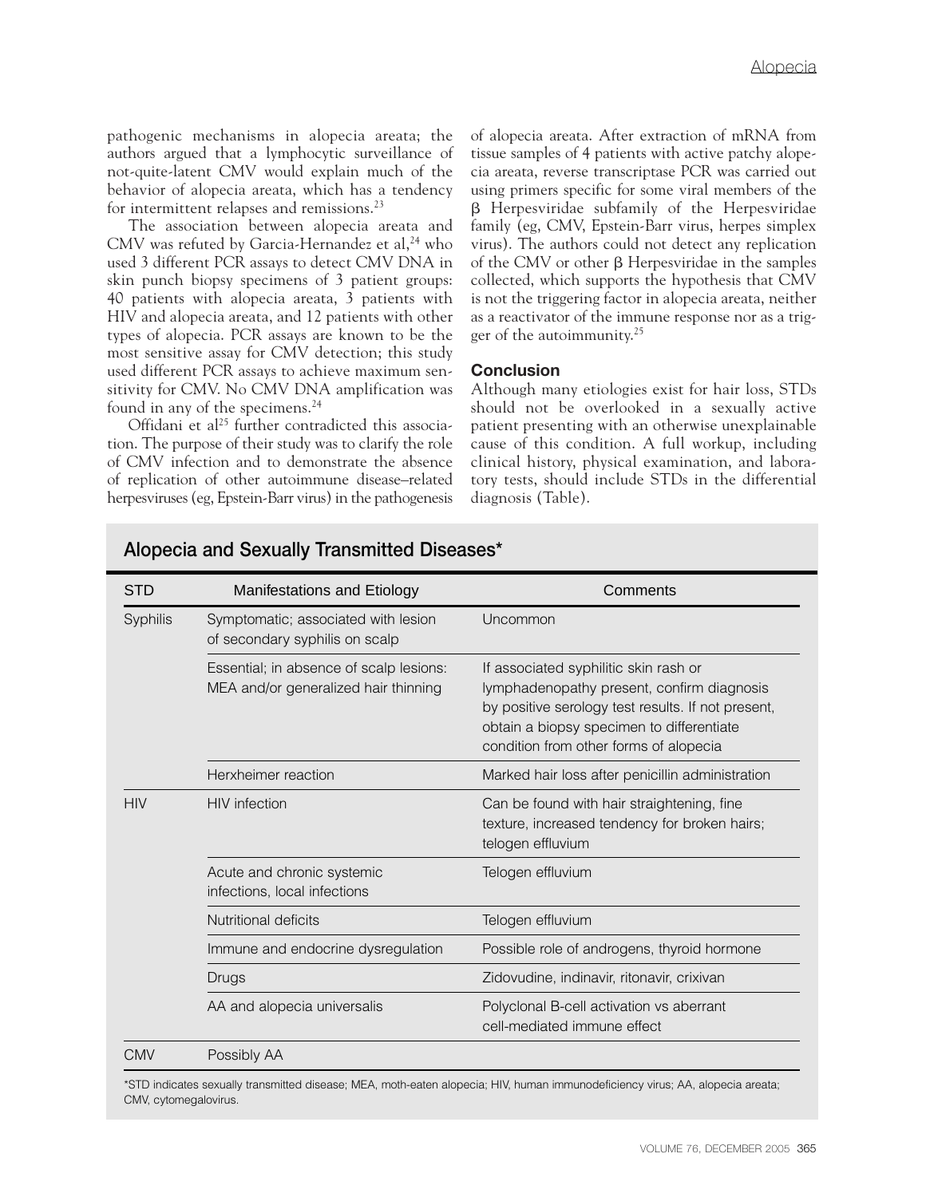pathogenic mechanisms in alopecia areata; the authors argued that a lymphocytic surveillance of not-quite-latent CMV would explain much of the behavior of alopecia areata, which has a tendency for intermittent relapses and remissions.[23]

The association between alopecia areata and CMV was refuted by Garcia-Hernandez et al,[24] who used 3 different PCR assays to detect CMV DNA in skin punch biopsy specimens of 3 patient groups: 40 patients with alopecia areata, 3 patients with HIV and alopecia areata, and 12 patients with other types of alopecia. PCR assays are known to be the most sensitive assay for CMV detection; this study used different PCR assays to achieve maximum sensitivity for CMV. No CMV DNA amplification was found in any of the specimens.[24]

Offidani et al[25] further contradicted this association. The purpose of their study was to clarify the role of CMV infection and to demonstrate the absence of replication of other autoimmune disease–related herpesviruses (eg, Epstein-Barr virus) in the pathogenesis of alopecia areata. After extraction of mRNA from tissue samples of 4 patients with active patchy alopecia areata, reverse transcriptase PCR was carried out using primers specific for some viral members of the β Herpesviridae subfamily of the Herpesviridae family (eg, CMV, Epstein-Barr virus, herpes simplex virus). The authors could not detect any replication of the CMV or other β Herpesviridae in the samples collected, which supports the hypothesis that CMV is not the triggering factor in alopecia areata, neither as a reactivator of the immune response nor as a trigger of the autoimmunity.[25]

## Conclusion

Although many etiologies exist for hair loss, STDs should not be overlooked in a sexually active patient presenting with an otherwise unexplainable cause of this condition. A full workup, including clinical history, physical examination, and laboratory tests, should include STDs in the differential diagnosis (Table).

### Alopecia and Sexually Transmitted Diseases*

| STD | Manifestations and Etiology | Comments |
|---|---|---|
| Syphilis | Symptomatic; associated with lesion of secondary syphilis on scalp | Uncommon |
| | Essential; in absence of scalp lesions: MEA and/or generalized hair thinning | If associated syphilitic skin rash or lymphadenopathy present, confirm diagnosis by positive serology test results. If not present, obtain a biopsy specimen to differentiate condition from other forms of alopecia |
| | Herxheimer reaction | Marked hair loss after penicillin administration |
| HIV | HIV infection | Can be found with hair straightening, fine texture, increased tendency for broken hairs; telogen effluvium |
| | Acute and chronic systemic infections, local infections | Telogen effluvium |
| | Nutritional deficits | Telogen effluvium |
| | Immune and endocrine dysregulation | Possible role of androgens, thyroid hormone |
| | Drugs | Zidovudine, indinavir, ritonavir, crixivan |
| | AA and alopecia universalis | Polyclonal B-cell activation vs aberrant cell-mediated immune effect |
| CMV | Possibly AA | |

*STD indicates sexually transmitted disease; MEA, moth-eaten alopecia; HIV, human immunodeficiency virus; AA, alopecia areata; CMV, cytomegalovirus.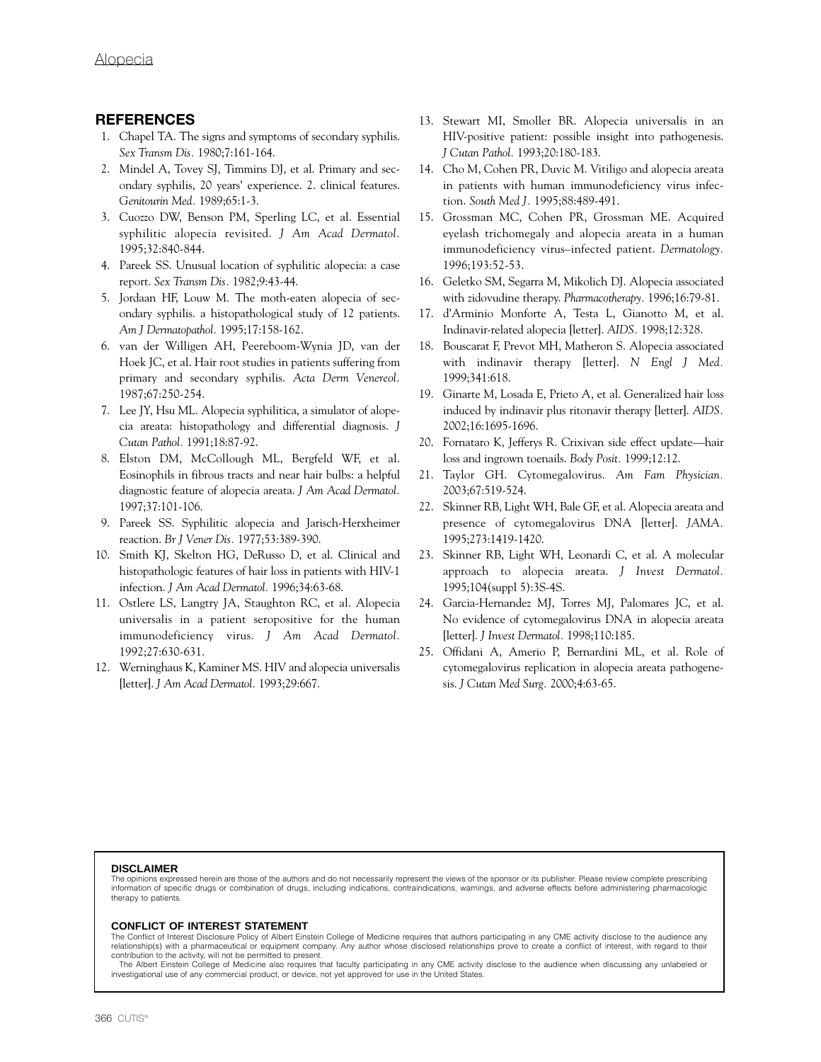## REFERENCES

1. Chapel TA. The signs and symptoms of secondary syphilis. *Sex Transm Dis.* 1980;7:161-164.
2. Mindel A, Tovey SJ, Timmins DJ, et al. Primary and secondary syphilis, 20 years' experience. 2. clinical features. *Genitourin Med.* 1989;65:1-3.
3. Cuozzo DW, Benson PM, Sperling LC, et al. Essential syphilitic alopecia revisited. *J Am Acad Dermatol.* 1995;32:840-844.
4. Pareek SS. Unusual location of syphilitic alopecia: a case report. *Sex Transm Dis.* 1982;9:43-44.
5. Jordaan HF, Louw M. The moth-eaten alopecia of secondary syphilis. a histopathological study of 12 patients. *Am J Dermatopathol.* 1995;17:158-162.
6. van der Willigen AH, Peereboom-Wynia JD, van der Hoek JC, et al. Hair root studies in patients suffering from primary and secondary syphilis. *Acta Derm Venereol.* 1987;67:250-254.
7. Lee JY, Hsu ML. Alopecia syphilitica, a simulator of alopecia areata: histopathology and differential diagnosis. *J Cutan Pathol.* 1991;18:87-92.
8. Elston DM, McCollough ML, Bergfeld WF, et al. Eosinophils in fibrous tracts and near hair bulbs: a helpful diagnostic feature of alopecia areata. *J Am Acad Dermatol.* 1997;37:101-106.
9. Pareek SS. Syphilitic alopecia and Jarisch-Herxheimer reaction. *Br J Vener Dis.* 1977;53:389-390.
10. Smith KJ, Skelton HG, DeRusso D, et al. Clinical and histopathologic features of hair loss in patients with HIV-1 infection. *J Am Acad Dermatol.* 1996;34:63-68.
11. Ostlere LS, Langtry JA, Staughton RC, et al. Alopecia universalis in a patient seropositive for the human immunodeficiency virus. *J Am Acad Dermatol.* 1992;27:630-631.
12. Werninghaus K, Kaminer MS. HIV and alopecia universalis [letter]. *J Am Acad Dermatol.* 1993;29:667.
13. Stewart MI, Smoller BR. Alopecia universalis in an HIV-positive patient: possible insight into pathogenesis. *J Cutan Pathol.* 1993;20:180-183.
14. Cho M, Cohen PR, Duvic M. Vitiligo and alopecia areata in patients with human immunodeficiency virus infection. *South Med J.* 1995;88:489-491.
15. Grossman MC, Cohen PR, Grossman ME. Acquired eyelash trichomegaly and alopecia areata in a human immunodeficiency virus–infected patient. *Dermatology.* 1996;193:52-53.
16. Geletko SM, Segarra M, Mikolich DJ. Alopecia associated with zidovudine therapy. *Pharmacotherapy.* 1996;16:79-81.
17. d'Arminio Monforte A, Testa L, Gianotto M, et al. Indinavir-related alopecia [letter]. *AIDS.* 1998;12:328.
18. Bouscarat F, Prevot MH, Matheron S. Alopecia associated with indinavir therapy [letter]. *N Engl J Med.* 1999;341:618.
19. Ginarte M, Losada E, Prieto A, et al. Generalized hair loss induced by indinavir plus ritonavir therapy [letter]. *AIDS.* 2002;16:1695-1696.
20. Fornataro K, Jefferys R. Crixivan side effect update—hair loss and ingrown toenails. *Body Posit.* 1999;12:12.
21. Taylor GH. Cytomegalovirus. *Am Fam Physician.* 2003;67:519-524.
22. Skinner RB, Light WH, Bale GF, et al. Alopecia areata and presence of cytomegalovirus DNA [letter]. *JAMA.* 1995;273:1419-1420.
23. Skinner RB, Light WH, Leonardi C, et al. A molecular approach to alopecia areata. *J Invest Dermatol.* 1995;104(suppl 5):3S-4S.
24. Garcia-Hernandez MJ, Torres MJ, Palomares JC, et al. No evidence of cytomegalovirus DNA in alopecia areata [letter]. *J Invest Dermatol.* 1998;110:185.
25. Offidani A, Amerio P, Bernardini ML, et al. Role of cytomegalovirus replication in alopecia areata pathogenesis. *J Cutan Med Surg.* 2000;4:63-65.

**DISCLAIMER**

The opinions expressed herein are those of the authors and do not necessarily represent the views of the sponsor or its publisher. Please review complete prescribing information of specific drugs or combination of drugs, including indications, contraindications, warnings, and adverse effects before administering pharmacologic therapy to patients.

**CONFLICT OF INTEREST STATEMENT**

The Conflict of Interest Disclosure Policy of Albert Einstein College of Medicine requires that authors participating in any CME activity disclose to the audience any relationship(s) with a pharmaceutical or equipment company. Any author whose disclosed relationships prove to create a conflict of interest, with regard to their contribution to the activity, will not be permitted to present.

The Albert Einstein College of Medicine also requires that faculty participating in any CME activity disclose to the audience when discussing any unlabeled or investigational use of any commercial product, or device, not yet approved for use in the United States.